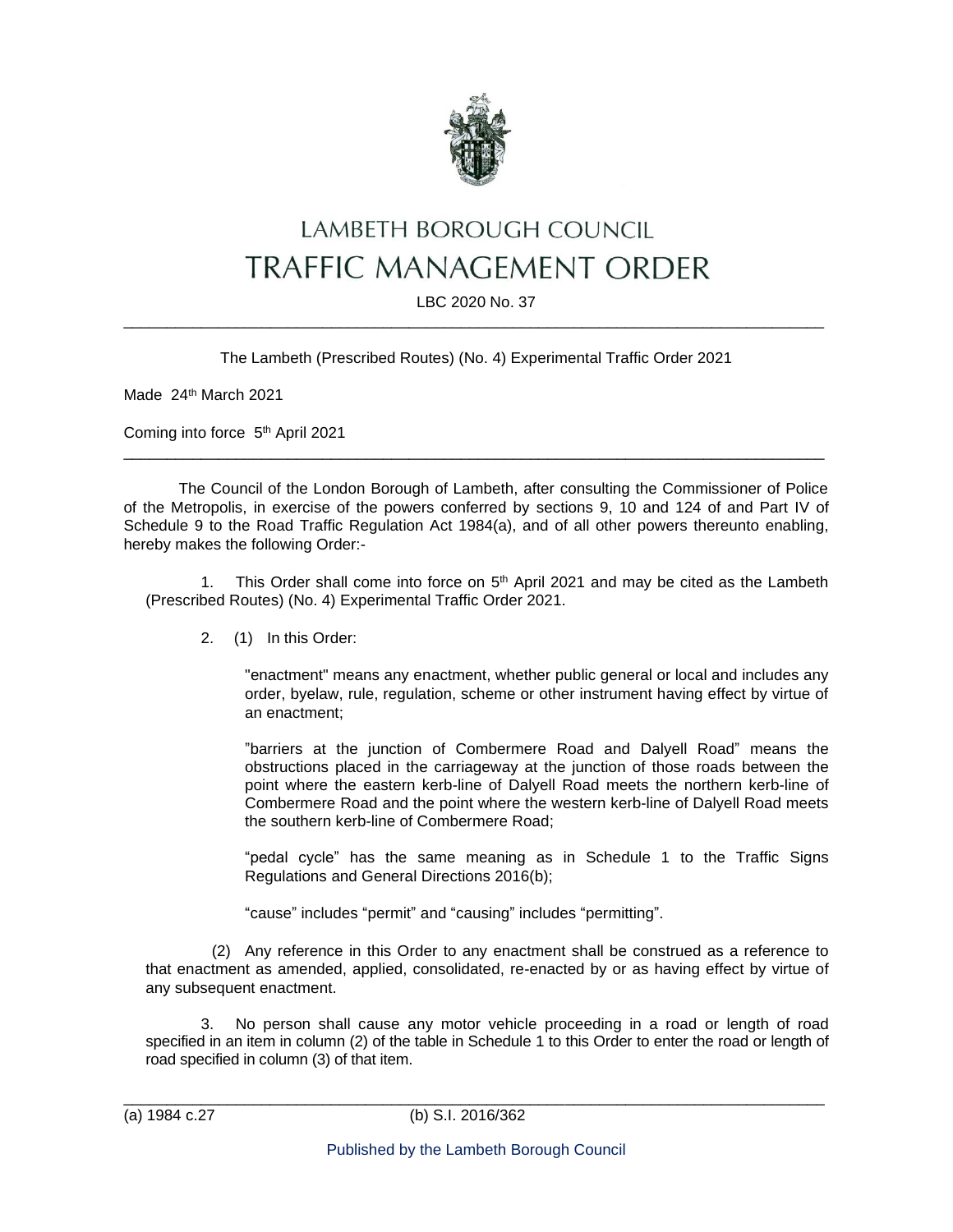# LAMBETH BOROUGH COUNCIL
# TRAFFIC MANAGEMENT ORDER

LBC 2020 No. 37

---

The Lambeth (Prescribed Routes) (No. 4) Experimental Traffic Order 2021

Made 24th March 2021

Coming into force 5th April 2021

---

The Council of the London Borough of Lambeth, after consulting the Commissioner of Police of the Metropolis, in exercise of the powers conferred by sections 9, 10 and 124 of and Part IV of Schedule 9 to the Road Traffic Regulation Act 1984(a), and of all other powers thereunto enabling, hereby makes the following Order:-

1. This Order shall come into force on 5th April 2021 and may be cited as the Lambeth (Prescribed Routes) (No. 4) Experimental Traffic Order 2021.

2. (1) In this Order:

"enactment" means any enactment, whether public general or local and includes any order, byelaw, rule, regulation, scheme or other instrument having effect by virtue of an enactment;

"barriers at the junction of Combermere Road and Dalyell Road" means the obstructions placed in the carriageway at the junction of those roads between the point where the eastern kerb-line of Dalyell Road meets the northern kerb-line of Combermere Road and the point where the western kerb-line of Dalyell Road meets the southern kerb-line of Combermere Road;

"pedal cycle" has the same meaning as in Schedule 1 to the Traffic Signs Regulations and General Directions 2016(b);

"cause" includes "permit" and "causing" includes "permitting".

(2) Any reference in this Order to any enactment shall be construed as a reference to that enactment as amended, applied, consolidated, re-enacted by or as having effect by virtue of any subsequent enactment.

3. No person shall cause any motor vehicle proceeding in a road or length of road specified in an item in column (2) of the table in Schedule 1 to this Order to enter the road or length of road specified in column (3) of that item.

---

(a) 1984 c.27 (b) S.I. 2016/362

Published by the Lambeth Borough Council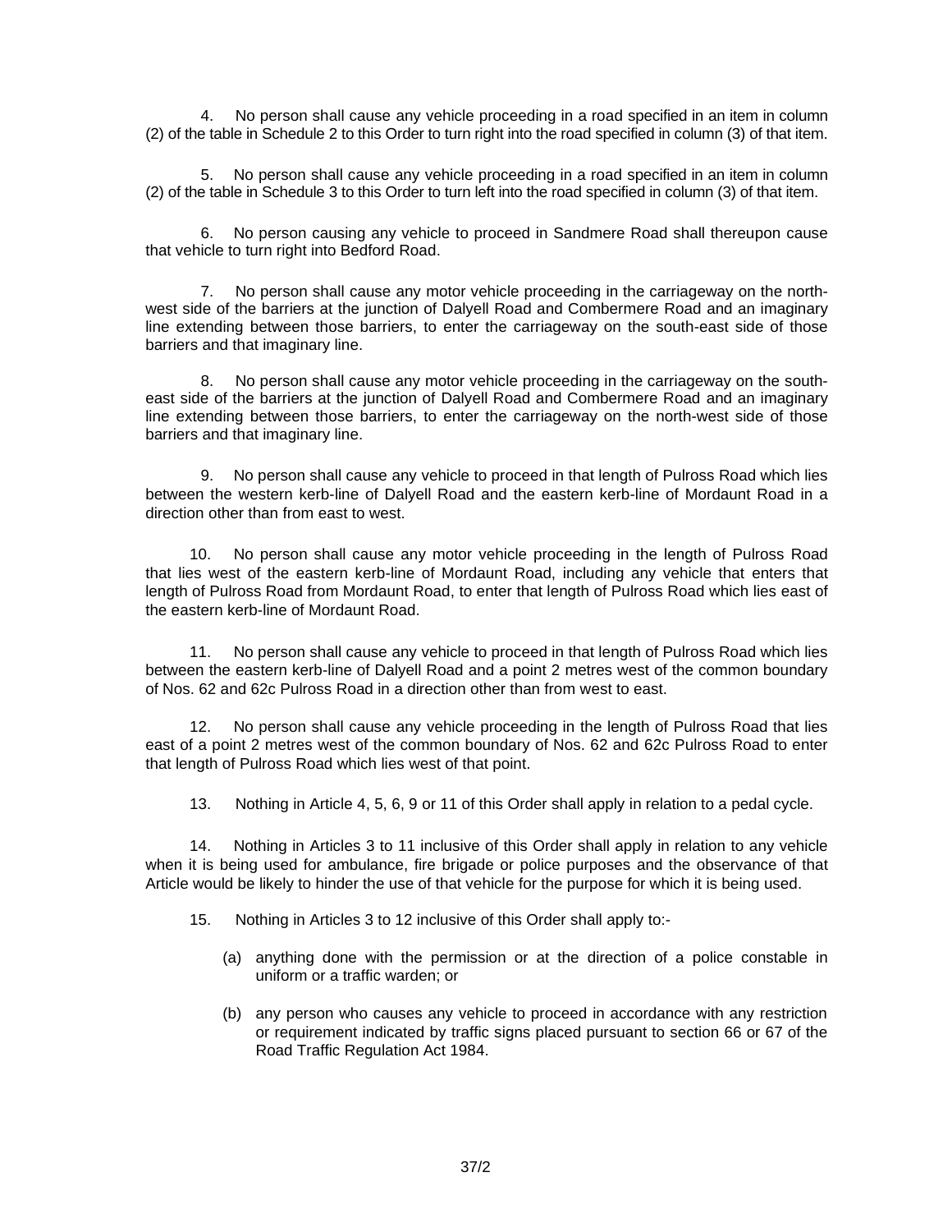4. No person shall cause any vehicle proceeding in a road specified in an item in column (2) of the table in Schedule 2 to this Order to turn right into the road specified in column (3) of that item.

5. No person shall cause any vehicle proceeding in a road specified in an item in column (2) of the table in Schedule 3 to this Order to turn left into the road specified in column (3) of that item.

6. No person causing any vehicle to proceed in Sandmere Road shall thereupon cause that vehicle to turn right into Bedford Road.

7. No person shall cause any motor vehicle proceeding in the carriageway on the north-west side of the barriers at the junction of Dalyell Road and Combermere Road and an imaginary line extending between those barriers, to enter the carriageway on the south-east side of those barriers and that imaginary line.

8. No person shall cause any motor vehicle proceeding in the carriageway on the south-east side of the barriers at the junction of Dalyell Road and Combermere Road and an imaginary line extending between those barriers, to enter the carriageway on the north-west side of those barriers and that imaginary line.

9. No person shall cause any vehicle to proceed in that length of Pulross Road which lies between the western kerb-line of Dalyell Road and the eastern kerb-line of Mordaunt Road in a direction other than from east to west.

10. No person shall cause any motor vehicle proceeding in the length of Pulross Road that lies west of the eastern kerb-line of Mordaunt Road, including any vehicle that enters that length of Pulross Road from Mordaunt Road, to enter that length of Pulross Road which lies east of the eastern kerb-line of Mordaunt Road.

11. No person shall cause any vehicle to proceed in that length of Pulross Road which lies between the eastern kerb-line of Dalyell Road and a point 2 metres west of the common boundary of Nos. 62 and 62c Pulross Road in a direction other than from west to east.

12. No person shall cause any vehicle proceeding in the length of Pulross Road that lies east of a point 2 metres west of the common boundary of Nos. 62 and 62c Pulross Road to enter that length of Pulross Road which lies west of that point.

13. Nothing in Article 4, 5, 6, 9 or 11 of this Order shall apply in relation to a pedal cycle.

14. Nothing in Articles 3 to 11 inclusive of this Order shall apply in relation to any vehicle when it is being used for ambulance, fire brigade or police purposes and the observance of that Article would be likely to hinder the use of that vehicle for the purpose for which it is being used.

15. Nothing in Articles 3 to 12 inclusive of this Order shall apply to:-

(a) anything done with the permission or at the direction of a police constable in uniform or a traffic warden; or

(b) any person who causes any vehicle to proceed in accordance with any restriction or requirement indicated by traffic signs placed pursuant to section 66 or 67 of the Road Traffic Regulation Act 1984.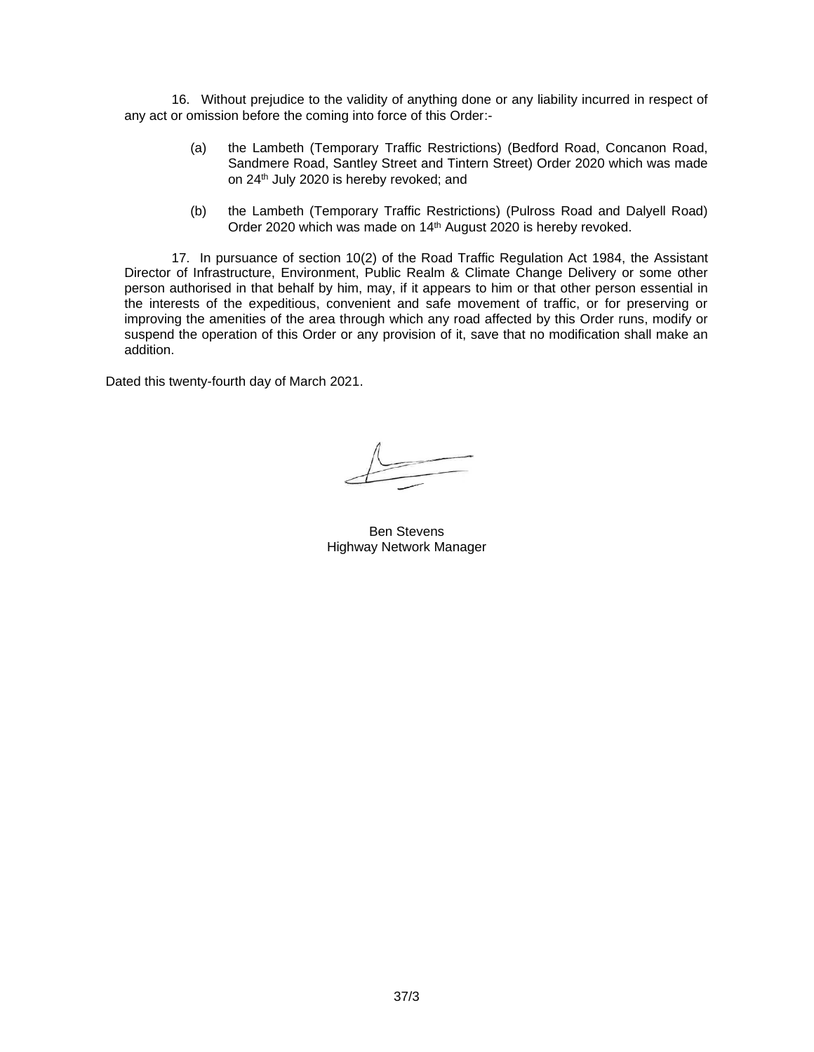16. Without prejudice to the validity of anything done or any liability incurred in respect of any act or omission before the coming into force of this Order:-

(a) the Lambeth (Temporary Traffic Restrictions) (Bedford Road, Concanon Road, Sandmere Road, Santley Street and Tintern Street) Order 2020 which was made on 24th July 2020 is hereby revoked; and

(b) the Lambeth (Temporary Traffic Restrictions) (Pulross Road and Dalyell Road) Order 2020 which was made on 14th August 2020 is hereby revoked.

17. In pursuance of section 10(2) of the Road Traffic Regulation Act 1984, the Assistant Director of Infrastructure, Environment, Public Realm & Climate Change Delivery or some other person authorised in that behalf by him, may, if it appears to him or that other person essential in the interests of the expeditious, convenient and safe movement of traffic, or for preserving or improving the amenities of the area through which any road affected by this Order runs, modify or suspend the operation of this Order or any provision of it, save that no modification shall make an addition.

Dated this twenty-fourth day of March 2021.

Ben Stevens
Highway Network Manager

37/3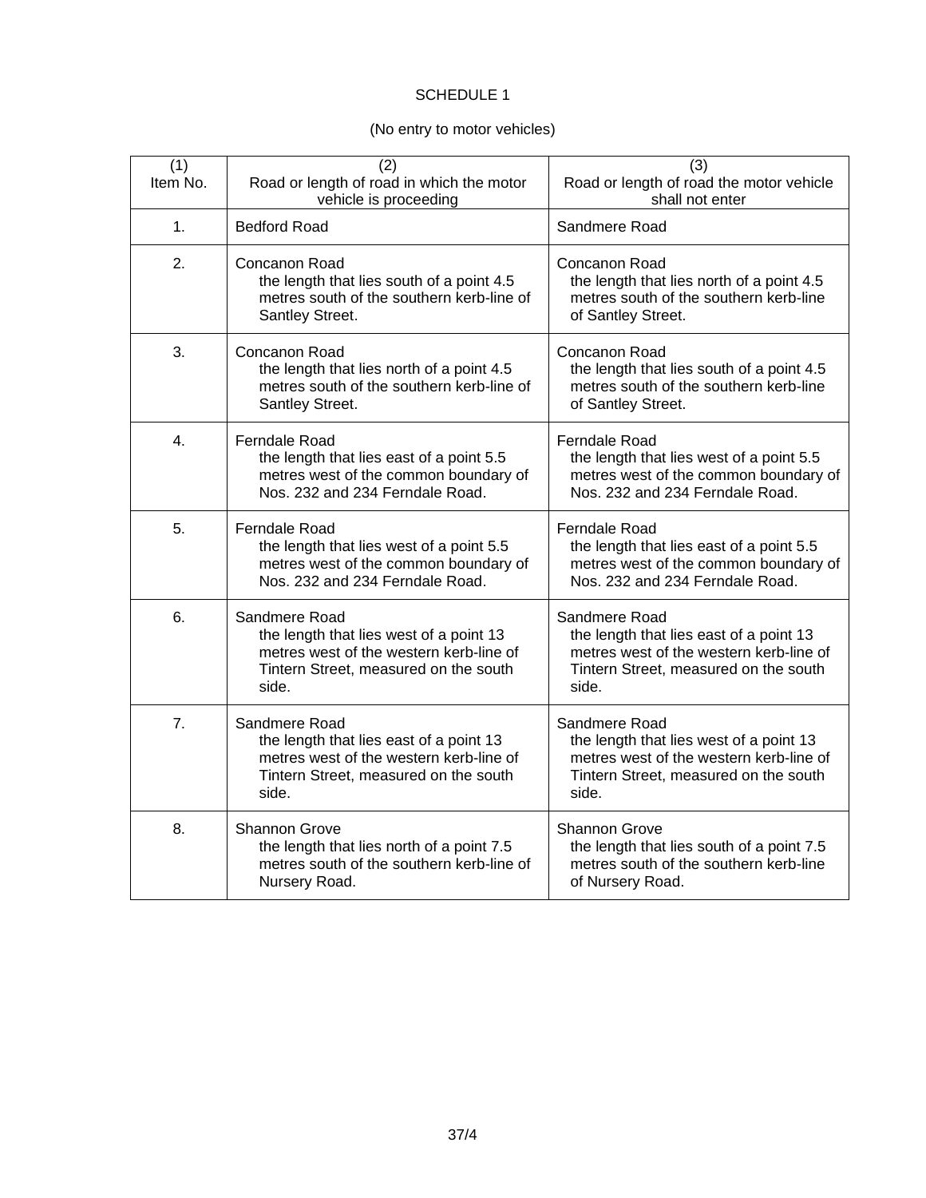SCHEDULE 1

(No entry to motor vehicles)

| (1) Item No. | (2) Road or length of road in which the motor vehicle is proceeding | (3) Road or length of road the motor vehicle shall not enter |
|---|---|---|
| 1. | Bedford Road | Sandmere Road |
| 2. | Concanon Road the length that lies south of a point 4.5 metres south of the southern kerb-line of Santley Street. | Concanon Road the length that lies north of a point 4.5 metres south of the southern kerb-line of Santley Street. |
| 3. | Concanon Road the length that lies north of a point 4.5 metres south of the southern kerb-line of Santley Street. | Concanon Road the length that lies south of a point 4.5 metres south of the southern kerb-line of Santley Street. |
| 4. | Ferndale Road the length that lies east of a point 5.5 metres west of the common boundary of Nos. 232 and 234 Ferndale Road. | Ferndale Road the length that lies west of a point 5.5 metres west of the common boundary of Nos. 232 and 234 Ferndale Road. |
| 5. | Ferndale Road the length that lies west of a point 5.5 metres west of the common boundary of Nos. 232 and 234 Ferndale Road. | Ferndale Road the length that lies east of a point 5.5 metres west of the common boundary of Nos. 232 and 234 Ferndale Road. |
| 6. | Sandmere Road the length that lies west of a point 13 metres west of the western kerb-line of Tintern Street, measured on the south side. | Sandmere Road the length that lies east of a point 13 metres west of the western kerb-line of Tintern Street, measured on the south side. |
| 7. | Sandmere Road the length that lies east of a point 13 metres west of the western kerb-line of Tintern Street, measured on the south side. | Sandmere Road the length that lies west of a point 13 metres west of the western kerb-line of Tintern Street, measured on the south side. |
| 8. | Shannon Grove the length that lies north of a point 7.5 metres south of the southern kerb-line of Nursery Road. | Shannon Grove the length that lies south of a point 7.5 metres south of the southern kerb-line of Nursery Road. |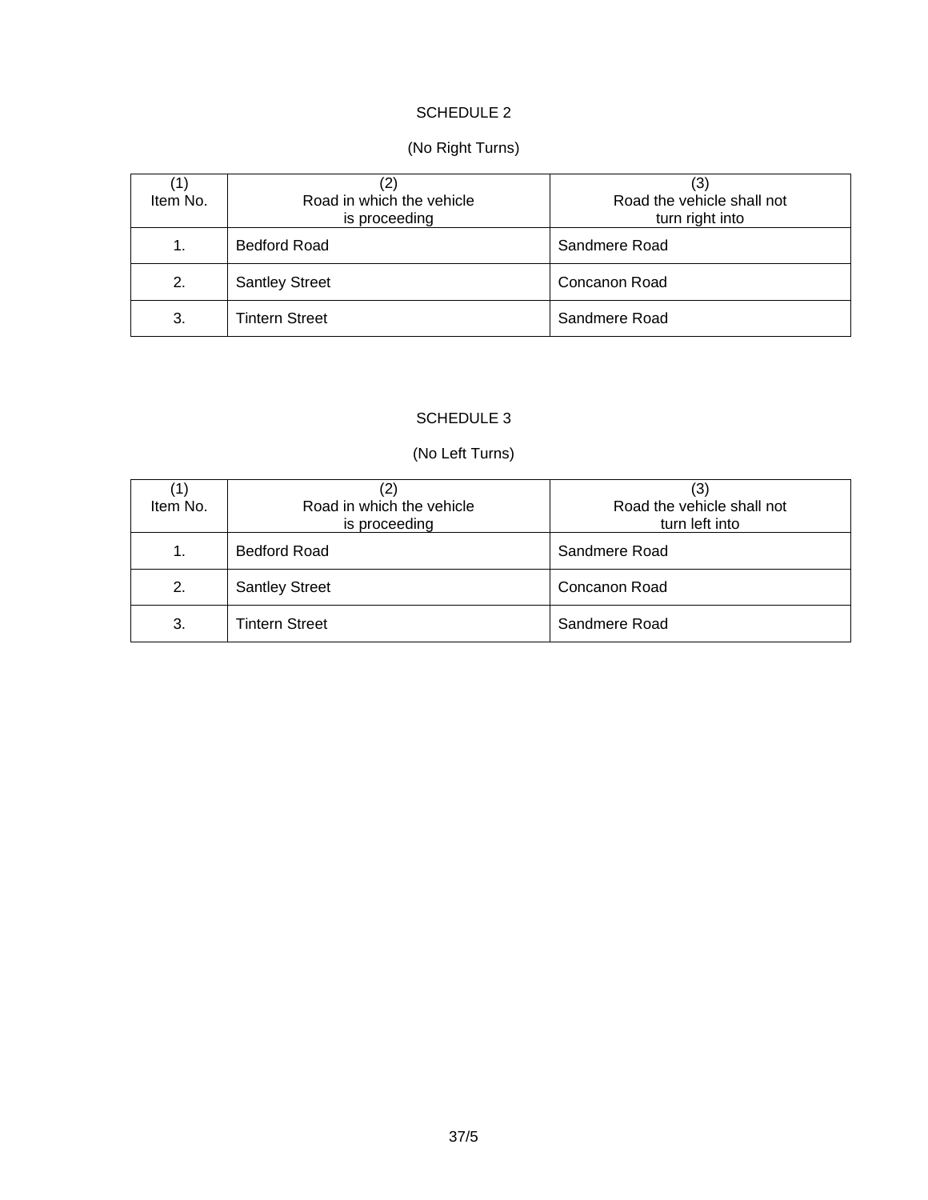## SCHEDULE 2

(No Right Turns)

| (1) Item No. | (2) Road in which the vehicle is proceeding | (3) Road the vehicle shall not turn right into |
|---|---|---|
| 1. | Bedford Road | Sandmere Road |
| 2. | Santley Street | Concanon Road |
| 3. | Tintern Street | Sandmere Road |

## SCHEDULE 3

(No Left Turns)

| (1) Item No. | (2) Road in which the vehicle is proceeding | (3) Road the vehicle shall not turn left into |
|---|---|---|
| 1. | Bedford Road | Sandmere Road |
| 2. | Santley Street | Concanon Road |
| 3. | Tintern Street | Sandmere Road |